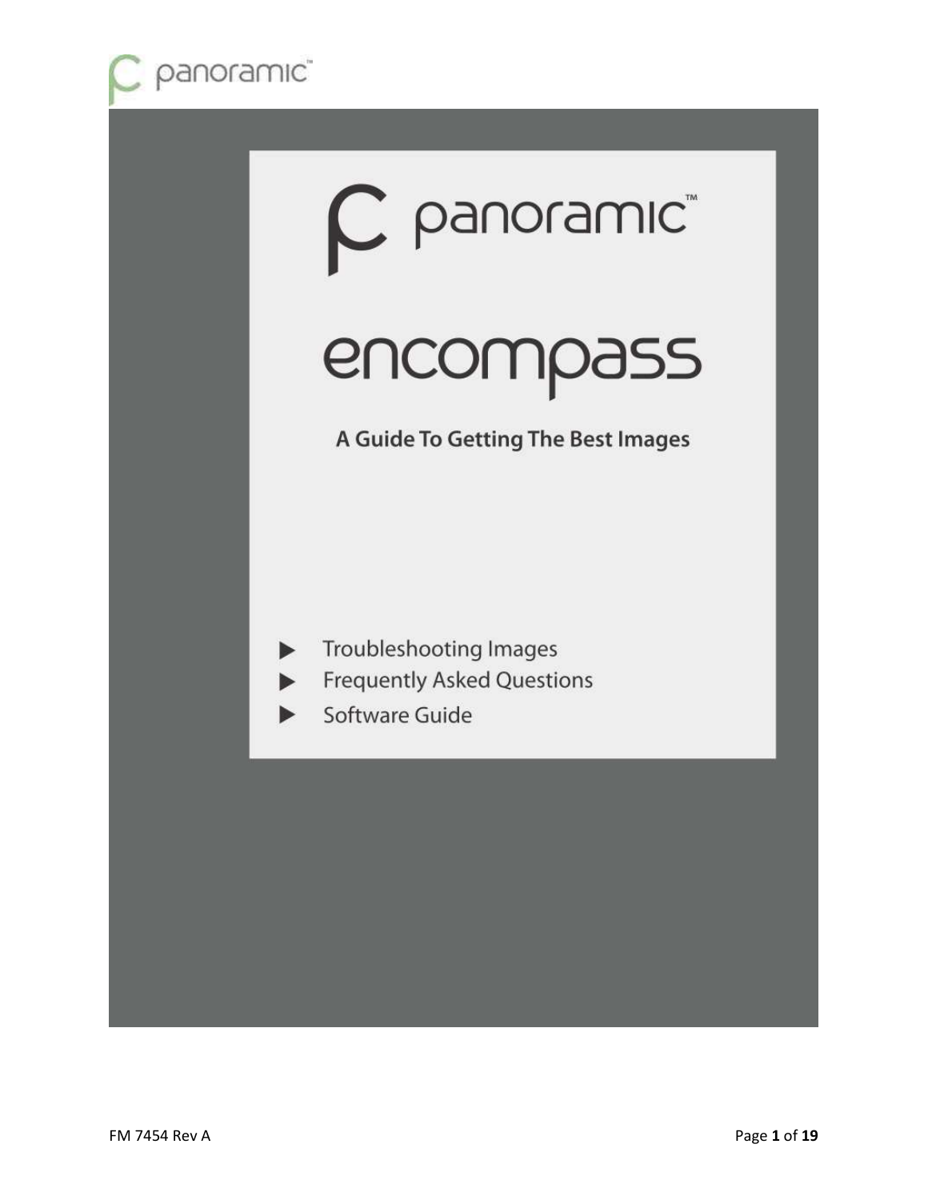panoramic™

# panoramic™

# encompass

## A Guide To Getting The Best Images

- Troubleshooting Images
- Frequently Asked Questions
- Software Guide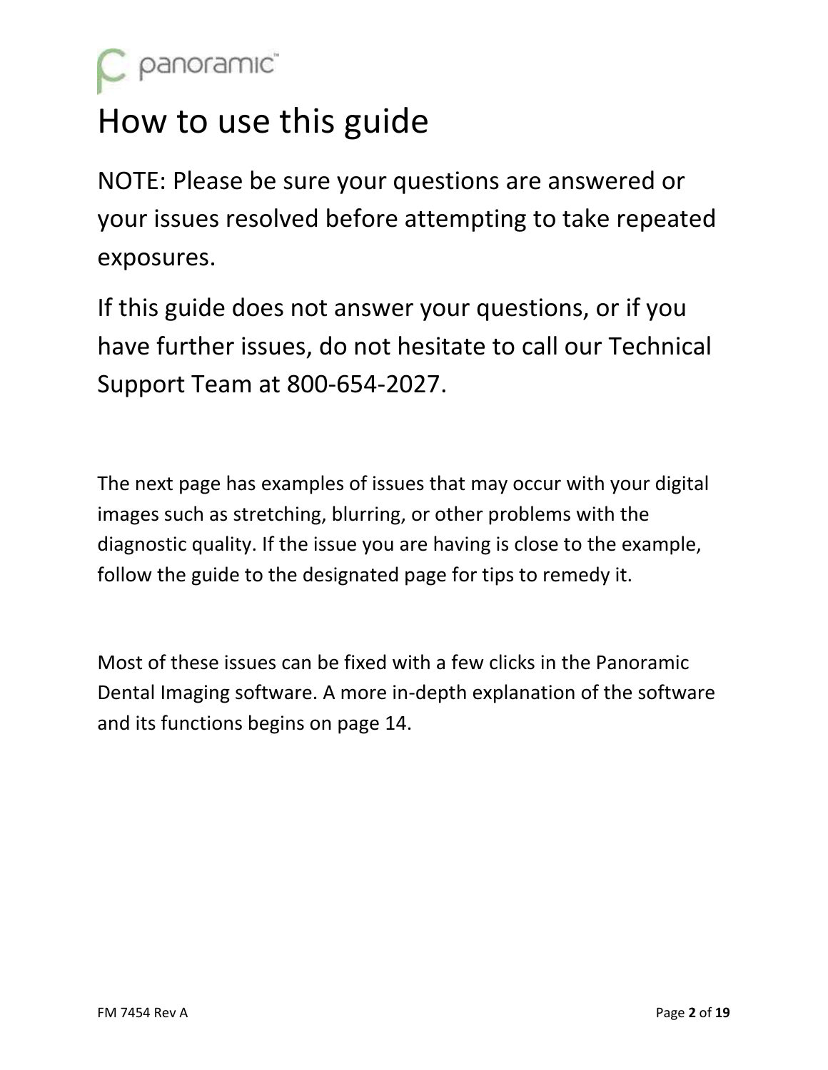# How to use this guide

NOTE: Please be sure your questions are answered or your issues resolved before attempting to take repeated exposures.

If this guide does not answer your questions, or if you have further issues, do not hesitate to call our Technical Support Team at 800-654-2027.

The next page has examples of issues that may occur with your digital images such as stretching, blurring, or other problems with the diagnostic quality. If the issue you are having is close to the example, follow the guide to the designated page for tips to remedy it.

Most of these issues can be fixed with a few clicks in the Panoramic Dental Imaging software. A more in-depth explanation of the software and its functions begins on page 14.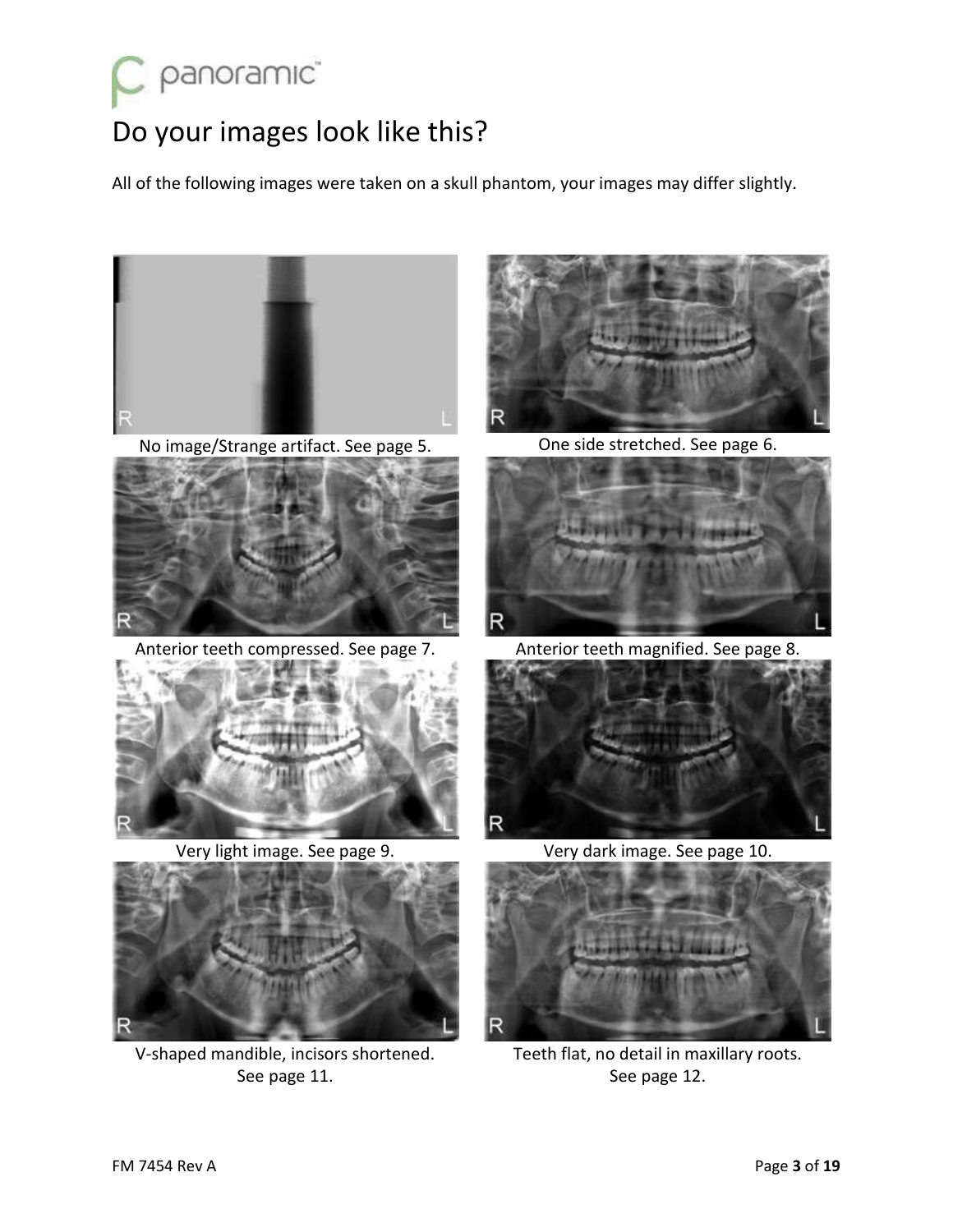# Do your images look like this?

All of the following images were taken on a skull phantom, your images may differ slightly.

No image/Strange artifact. See page 5.

One side stretched. See page 6.

Anterior teeth compressed. See page 7.

Anterior teeth magnified. See page 8.

Very light image. See page 9.

Very dark image. See page 10.

V-shaped mandible, incisors shortened. See page 11.

Teeth flat, no detail in maxillary roots. See page 12.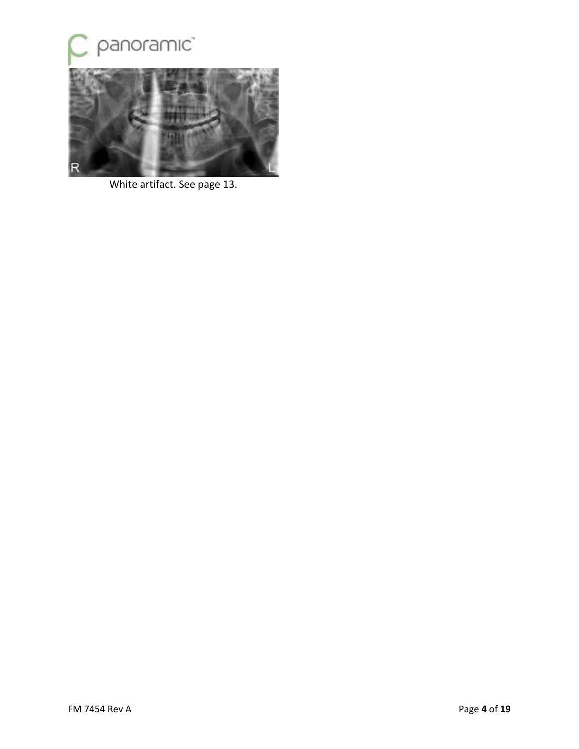White artifact. See page 13.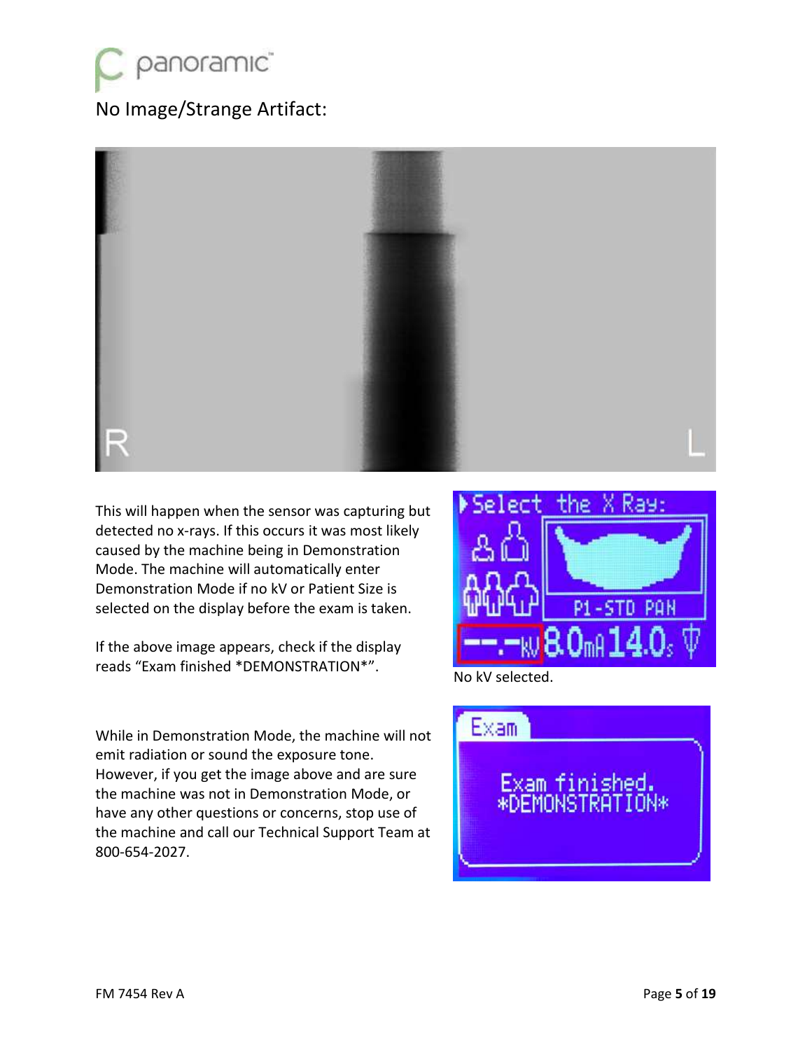## No Image/Strange Artifact:

This will happen when the sensor was capturing but detected no x-rays. If this occurs it was most likely caused by the machine being in Demonstration Mode. The machine will automatically enter Demonstration Mode if no kV or Patient Size is selected on the display before the exam is taken.

If the above image appears, check if the display reads "Exam finished *DEMONSTRATION*".

No kV selected.

While in Demonstration Mode, the machine will not emit radiation or sound the exposure tone. However, if you get the image above and are sure the machine was not in Demonstration Mode, or have any other questions or concerns, stop use of the machine and call our Technical Support Team at 800-654-2027.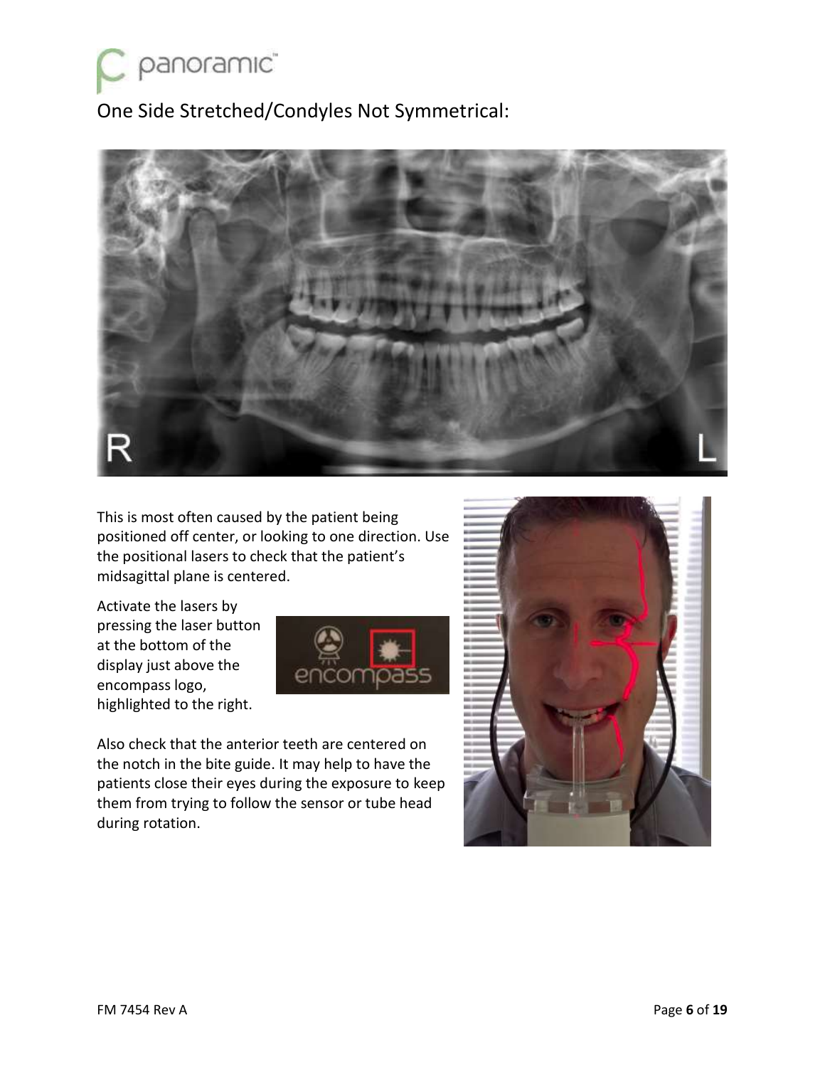## One Side Stretched/Condyles Not Symmetrical:

This is most often caused by the patient being positioned off center, or looking to one direction. Use the positional lasers to check that the patient's midsagittal plane is centered.

Activate the lasers by pressing the laser button at the bottom of the display just above the encompass logo, highlighted to the right.

Also check that the anterior teeth are centered on the notch in the bite guide. It may help to have the patients close their eyes during the exposure to keep them from trying to follow the sensor or tube head during rotation.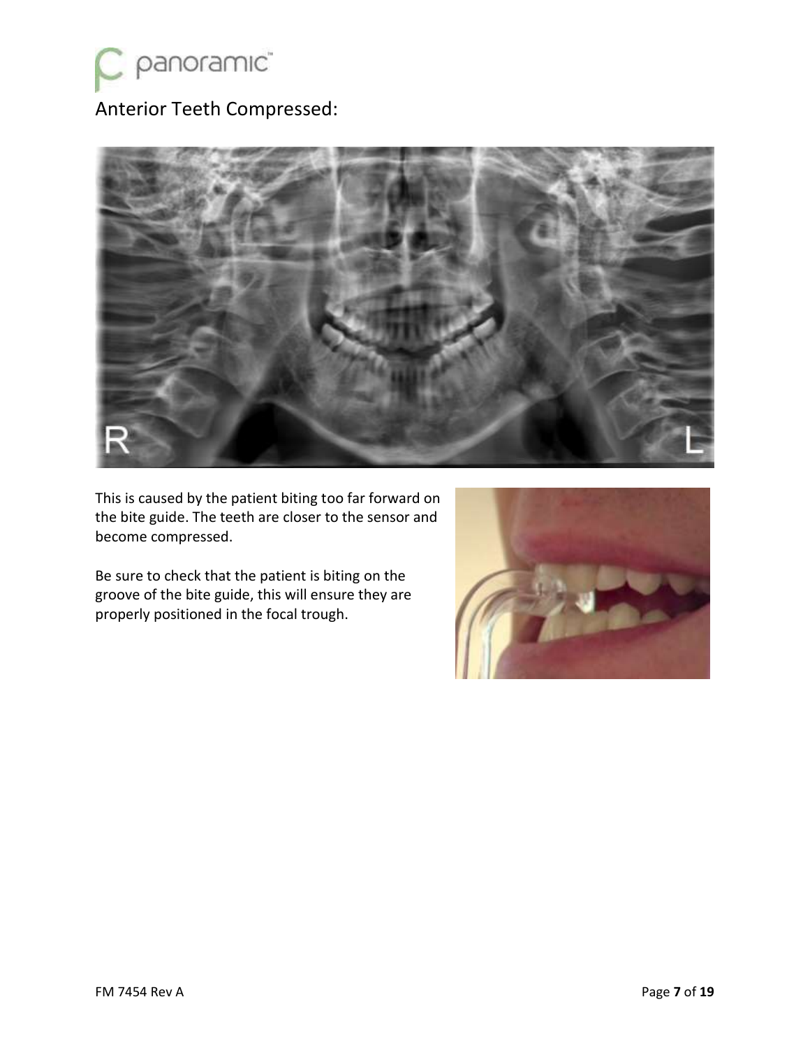## Anterior Teeth Compressed:

This is caused by the patient biting too far forward on the bite guide. The teeth are closer to the sensor and become compressed.

Be sure to check that the patient is biting on the groove of the bite guide, this will ensure they are properly positioned in the focal trough.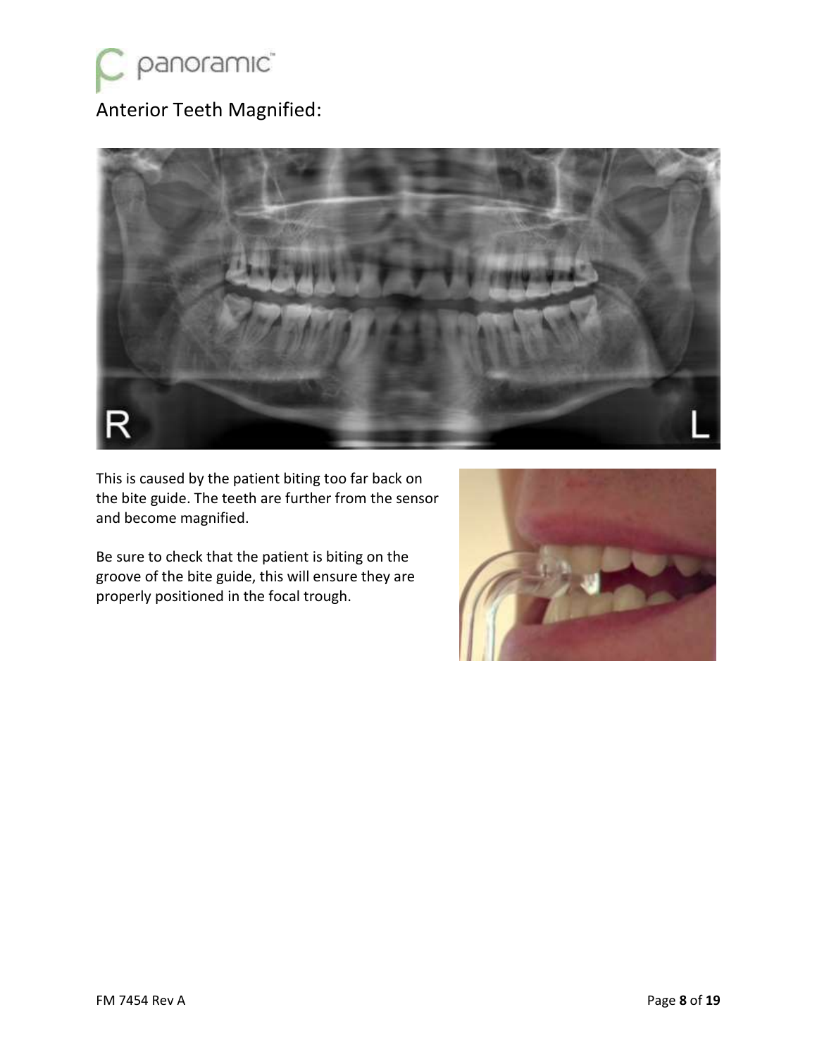## Anterior Teeth Magnified:

This is caused by the patient biting too far back on the bite guide. The teeth are further from the sensor and become magnified.

Be sure to check that the patient is biting on the groove of the bite guide, this will ensure they are properly positioned in the focal trough.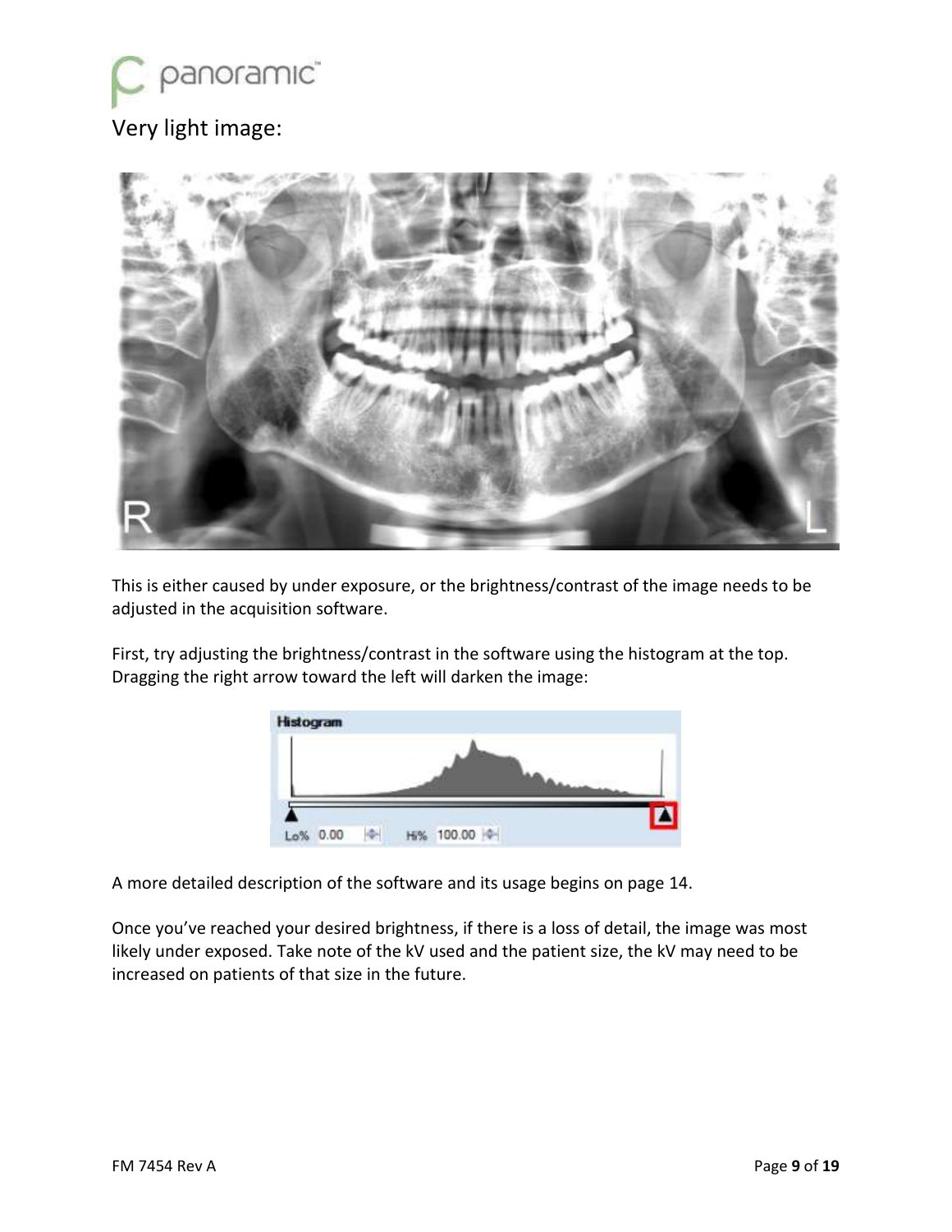# Very light image:

This is either caused by under exposure, or the brightness/contrast of the image needs to be adjusted in the acquisition software.

First, try adjusting the brightness/contrast in the software using the histogram at the top. Dragging the right arrow toward the left will darken the image:

A more detailed description of the software and its usage begins on page 14.

Once you've reached your desired brightness, if there is a loss of detail, the image was most likely under exposed. Take note of the kV used and the patient size, the kV may need to be increased on patients of that size in the future.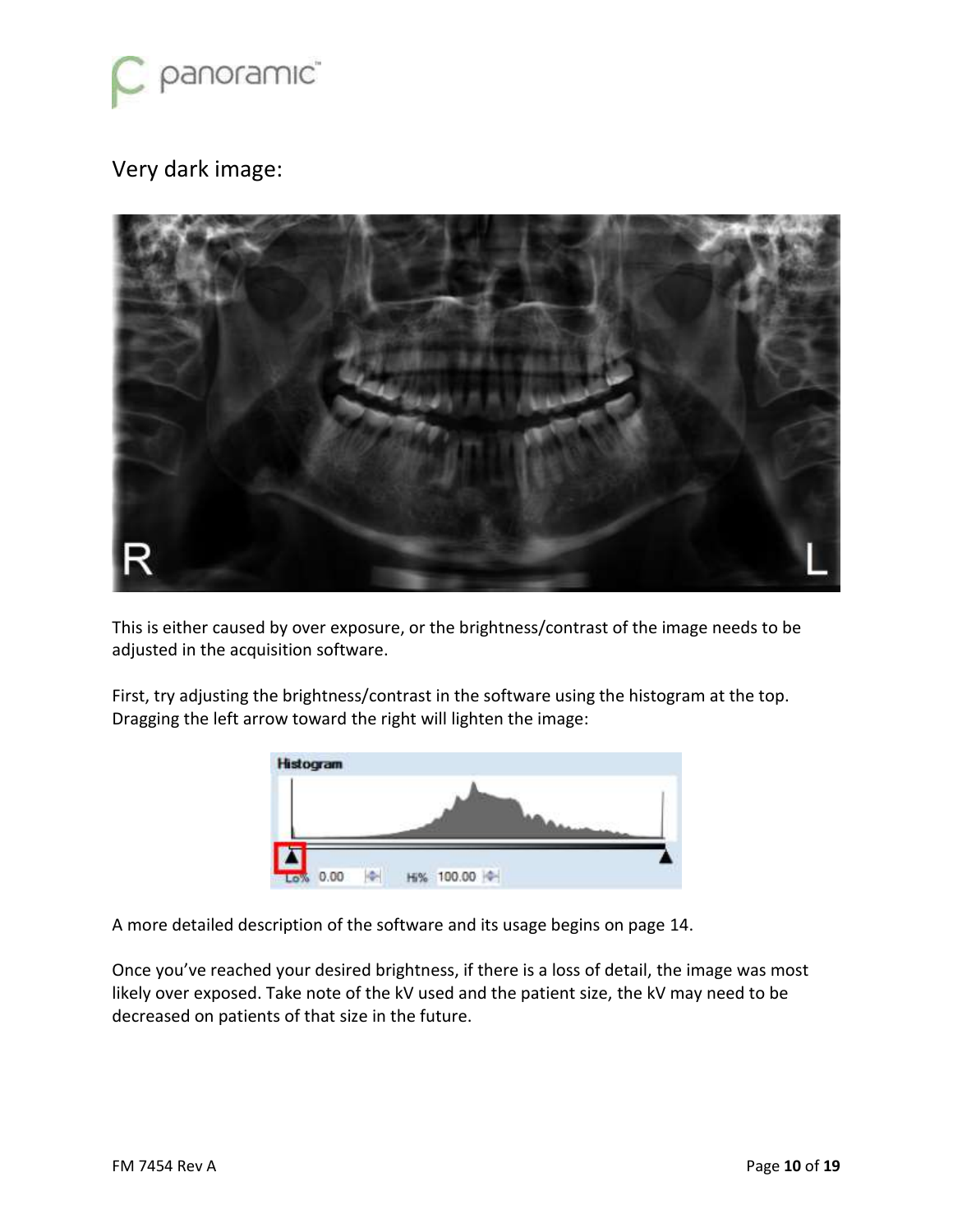## Very dark image:

This is either caused by over exposure, or the brightness/contrast of the image needs to be adjusted in the acquisition software.

First, try adjusting the brightness/contrast in the software using the histogram at the top. Dragging the left arrow toward the right will lighten the image:

A more detailed description of the software and its usage begins on page 14.

Once you've reached your desired brightness, if there is a loss of detail, the image was most likely over exposed. Take note of the kV used and the patient size, the kV may need to be decreased on patients of that size in the future.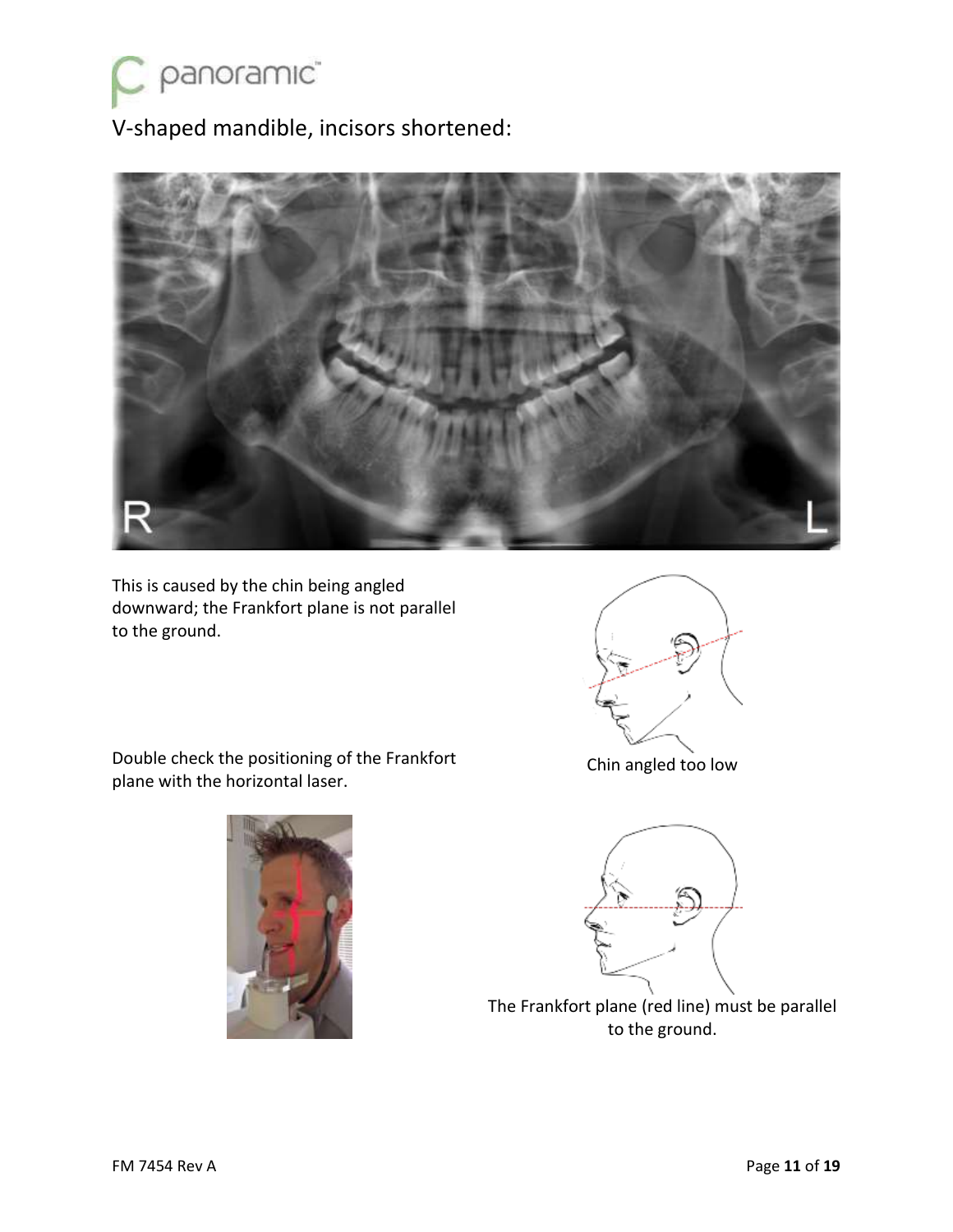## V-shaped mandible, incisors shortened:

This is caused by the chin being angled downward; the Frankfort plane is not parallel to the ground.

Chin angled too low

Double check the positioning of the Frankfort plane with the horizontal laser.

The Frankfort plane (red line) must be parallel to the ground.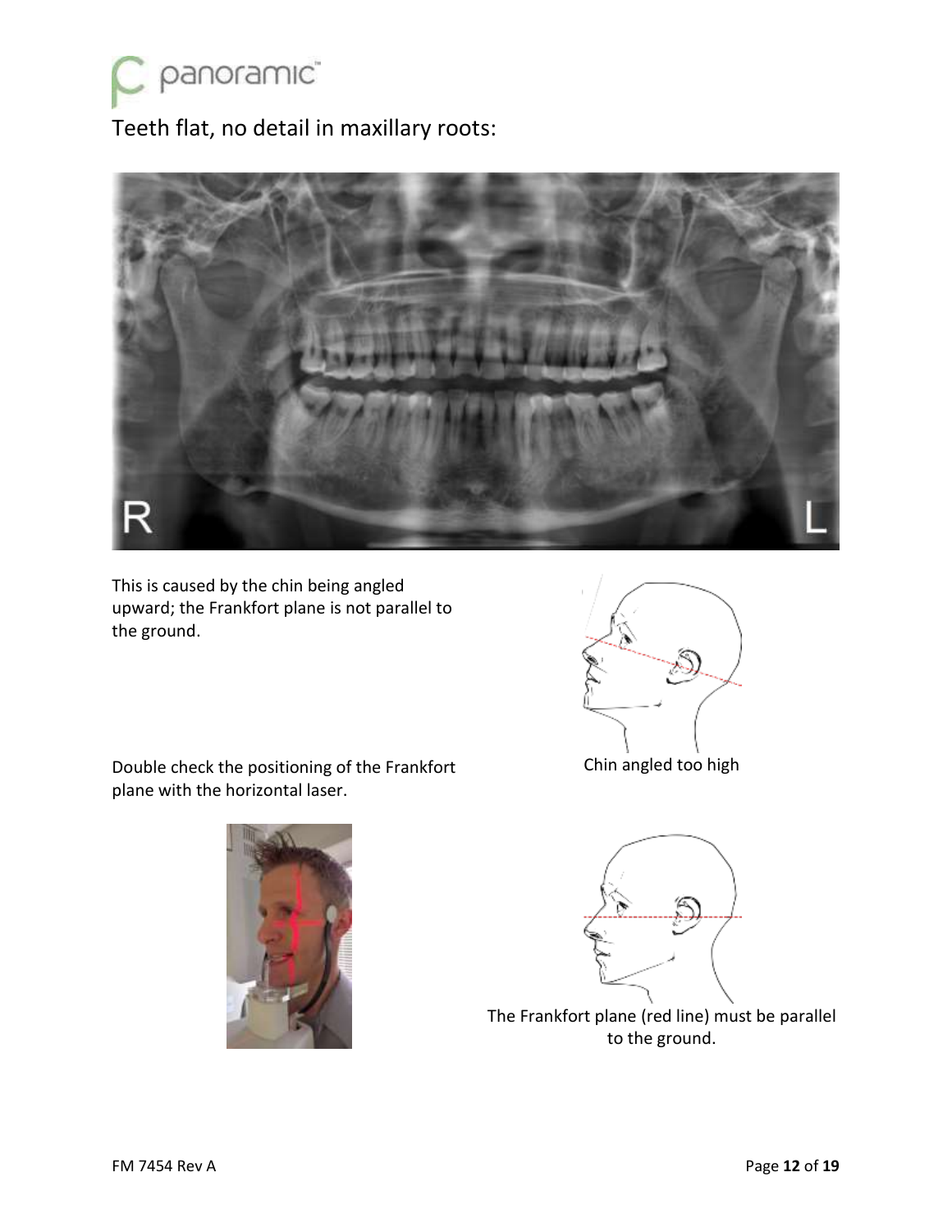## Teeth flat, no detail in maxillary roots:

This is caused by the chin being angled upward; the Frankfort plane is not parallel to the ground.

Chin angled too high

Double check the positioning of the Frankfort plane with the horizontal laser.

The Frankfort plane (red line) must be parallel to the ground.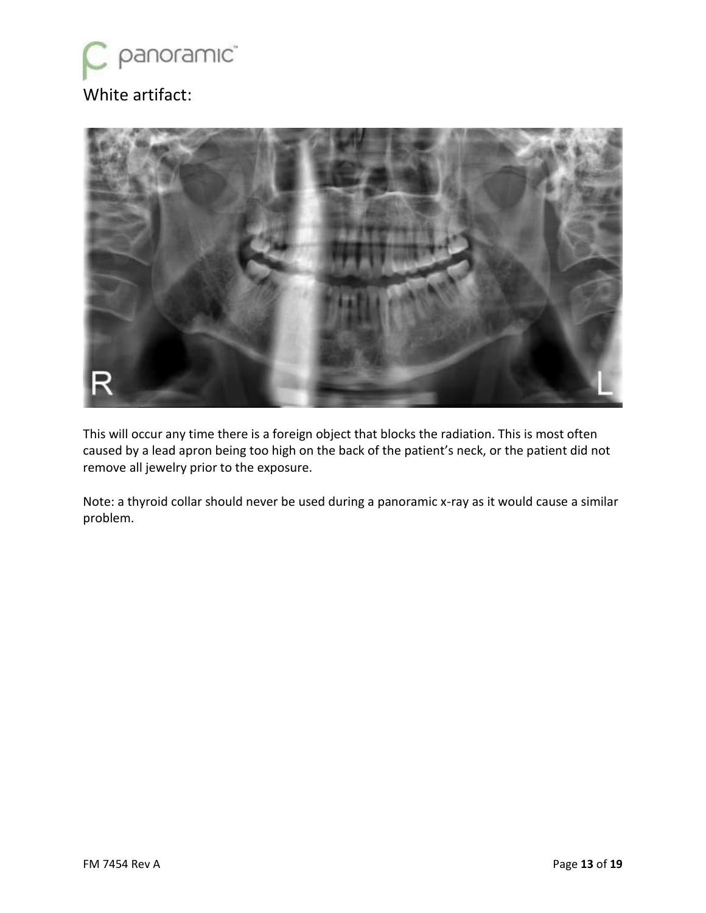## White artifact:

This will occur any time there is a foreign object that blocks the radiation. This is most often caused by a lead apron being too high on the back of the patient's neck, or the patient did not remove all jewelry prior to the exposure.

Note: a thyroid collar should never be used during a panoramic x-ray as it would cause a similar problem.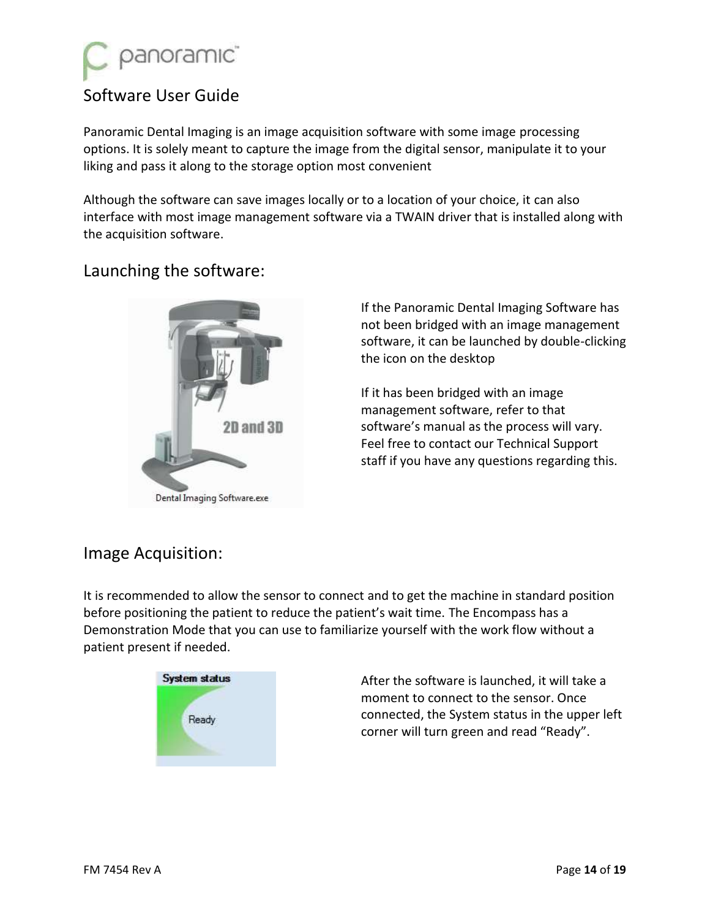# Software User Guide

Panoramic Dental Imaging is an image acquisition software with some image processing options. It is solely meant to capture the image from the digital sensor, manipulate it to your liking and pass it along to the storage option most convenient

Although the software can save images locally or to a location of your choice, it can also interface with most image management software via a TWAIN driver that is installed along with the acquisition software.

## Launching the software:

If the Panoramic Dental Imaging Software has not been bridged with an image management software, it can be launched by double-clicking the icon on the desktop

If it has been bridged with an image management software, refer to that software's manual as the process will vary. Feel free to contact our Technical Support staff if you have any questions regarding this.

## Image Acquisition:

It is recommended to allow the sensor to connect and to get the machine in standard position before positioning the patient to reduce the patient's wait time. The Encompass has a Demonstration Mode that you can use to familiarize yourself with the work flow without a patient present if needed.

After the software is launched, it will take a moment to connect to the sensor. Once connected, the System status in the upper left corner will turn green and read "Ready".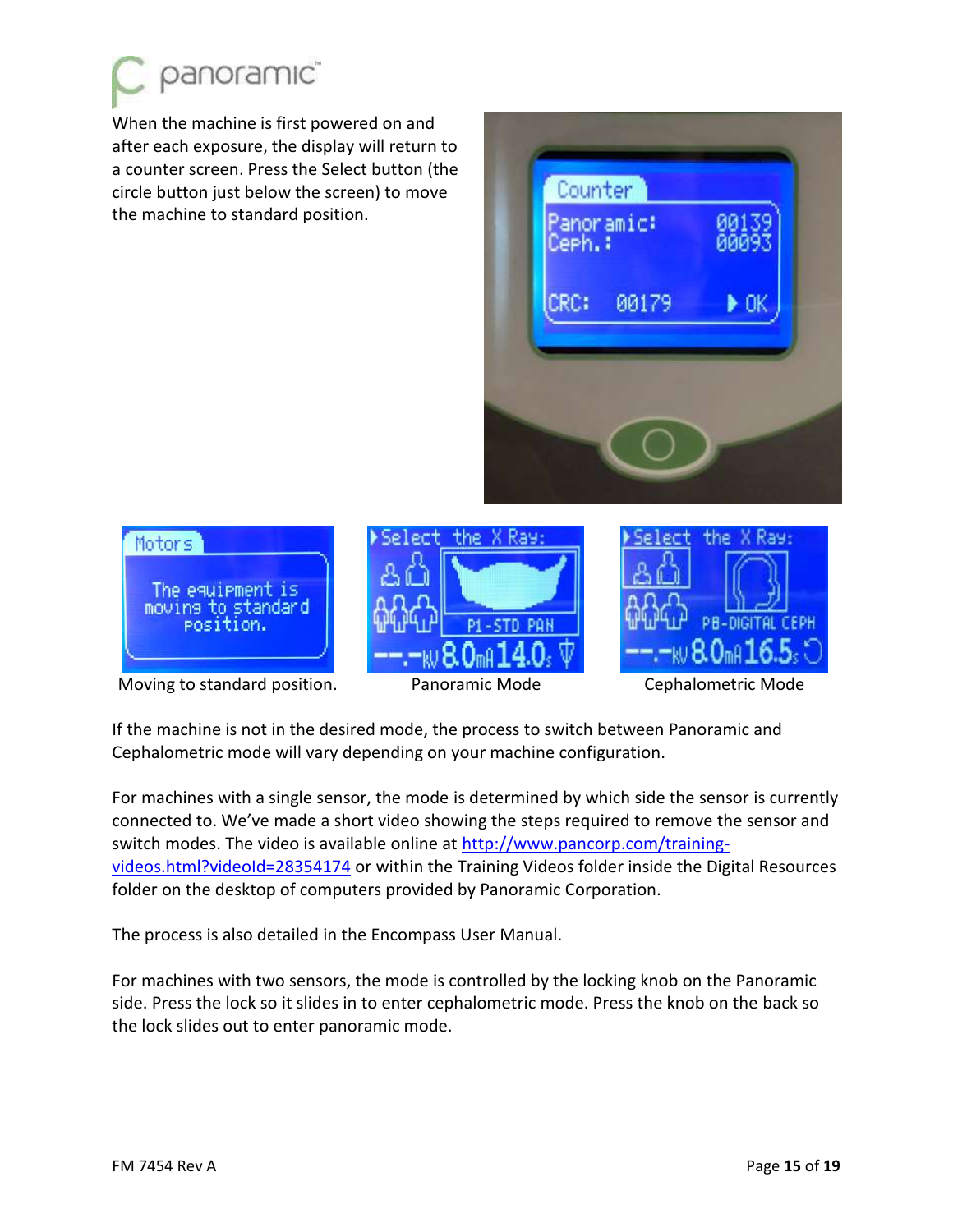When the machine is first powered on and after each exposure, the display will return to a counter screen. Press the Select button (the circle button just below the screen) to move the machine to standard position.

Moving to standard position.

Panoramic Mode

Cephalometric Mode

If the machine is not in the desired mode, the process to switch between Panoramic and Cephalometric mode will vary depending on your machine configuration.

For machines with a single sensor, the mode is determined by which side the sensor is currently connected to. We've made a short video showing the steps required to remove the sensor and switch modes. The video is available online at http://www.pancorp.com/training-videos.html?videoId=28354174 or within the Training Videos folder inside the Digital Resources folder on the desktop of computers provided by Panoramic Corporation.

The process is also detailed in the Encompass User Manual.

For machines with two sensors, the mode is controlled by the locking knob on the Panoramic side. Press the lock so it slides in to enter cephalometric mode. Press the knob on the back so the lock slides out to enter panoramic mode.

FM 7454 Rev A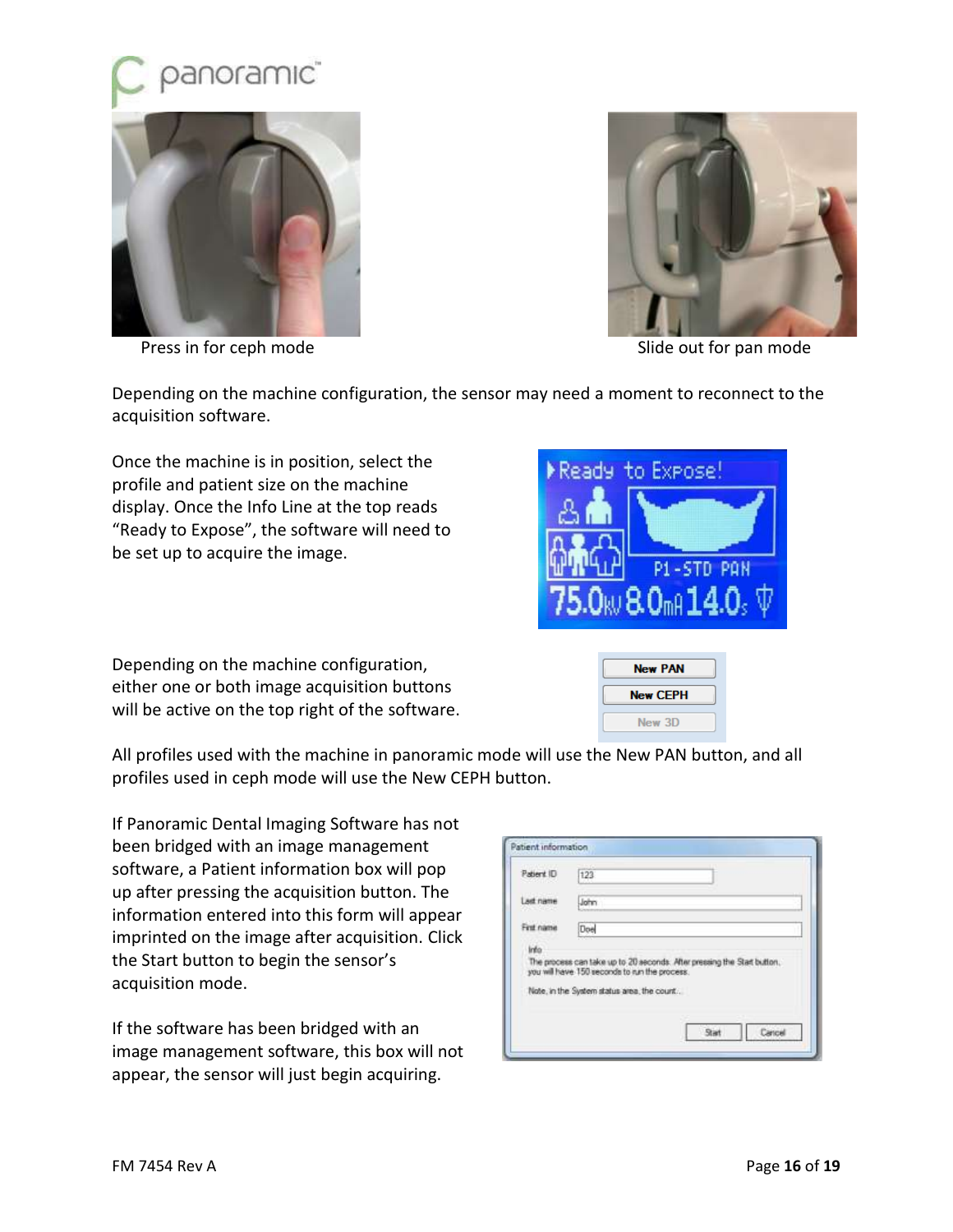Press in for ceph mode

Slide out for pan mode

Depending on the machine configuration, the sensor may need a moment to reconnect to the acquisition software.

Once the machine is in position, select the profile and patient size on the machine display. Once the Info Line at the top reads “Ready to Expose”, the software will need to be set up to acquire the image.

Depending on the machine configuration, either one or both image acquisition buttons will be active on the top right of the software.

All profiles used with the machine in panoramic mode will use the New PAN button, and all profiles used in ceph mode will use the New CEPH button.

If Panoramic Dental Imaging Software has not been bridged with an image management software, a Patient information box will pop up after pressing the acquisition button. The information entered into this form will appear imprinted on the image after acquisition. Click the Start button to begin the sensor’s acquisition mode.

If the software has been bridged with an image management software, this box will not appear, the sensor will just begin acquiring.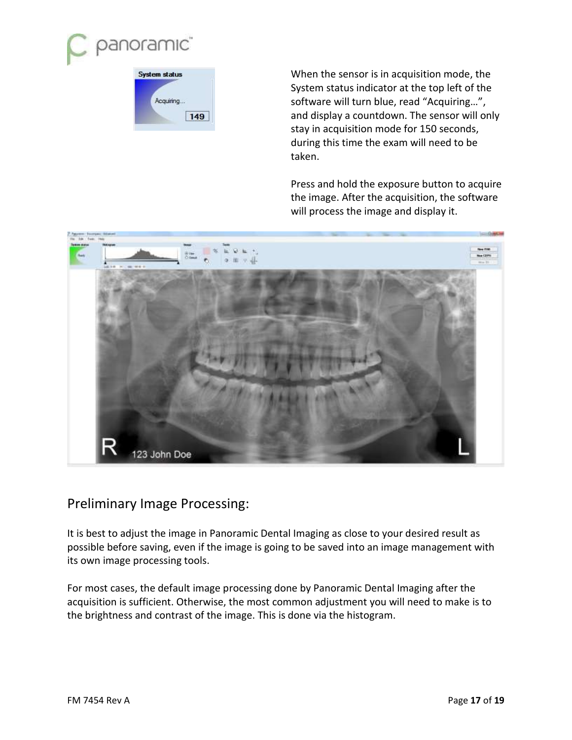When the sensor is in acquisition mode, the System status indicator at the top left of the software will turn blue, read “Acquiring…”, and display a countdown. The sensor will only stay in acquisition mode for 150 seconds, during this time the exam will need to be taken.

Press and hold the exposure button to acquire the image. After the acquisition, the software will process the image and display it.

## Preliminary Image Processing:

It is best to adjust the image in Panoramic Dental Imaging as close to your desired result as possible before saving, even if the image is going to be saved into an image management with its own image processing tools.

For most cases, the default image processing done by Panoramic Dental Imaging after the acquisition is sufficient. Otherwise, the most common adjustment you will need to make is to the brightness and contrast of the image. This is done via the histogram.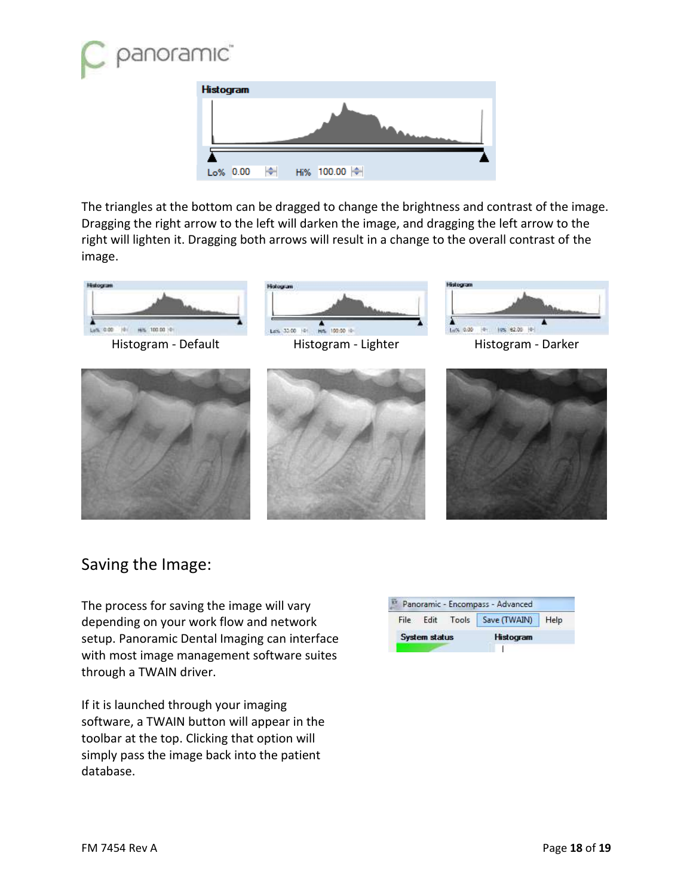The triangles at the bottom can be dragged to change the brightness and contrast of the image. Dragging the right arrow to the left will darken the image, and dragging the left arrow to the right will lighten it. Dragging both arrows will result in a change to the overall contrast of the image.

Histogram - Default

Histogram - Lighter

Histogram - Darker

## Saving the Image:

The process for saving the image will vary depending on your work flow and network setup. Panoramic Dental Imaging can interface with most image management software suites through a TWAIN driver.

If it is launched through your imaging software, a TWAIN button will appear in the toolbar at the top. Clicking that option will simply pass the image back into the patient database.

FM 7454 Rev A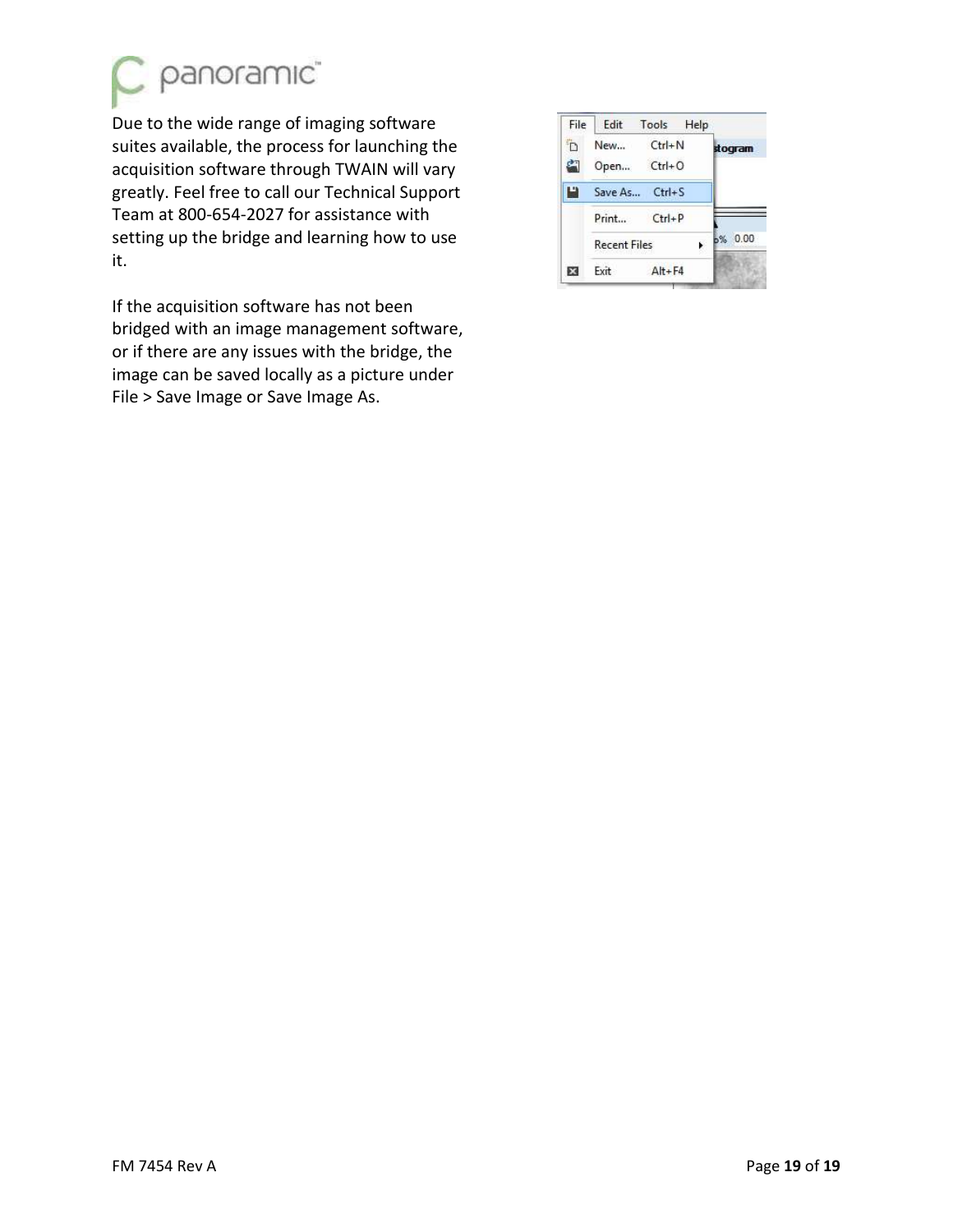Due to the wide range of imaging software suites available, the process for launching the acquisition software through TWAIN will vary greatly. Feel free to call our Technical Support Team at 800-654-2027 for assistance with setting up the bridge and learning how to use it.

If the acquisition software has not been bridged with an image management software, or if there are any issues with the bridge, the image can be saved locally as a picture under File > Save Image or Save Image As.